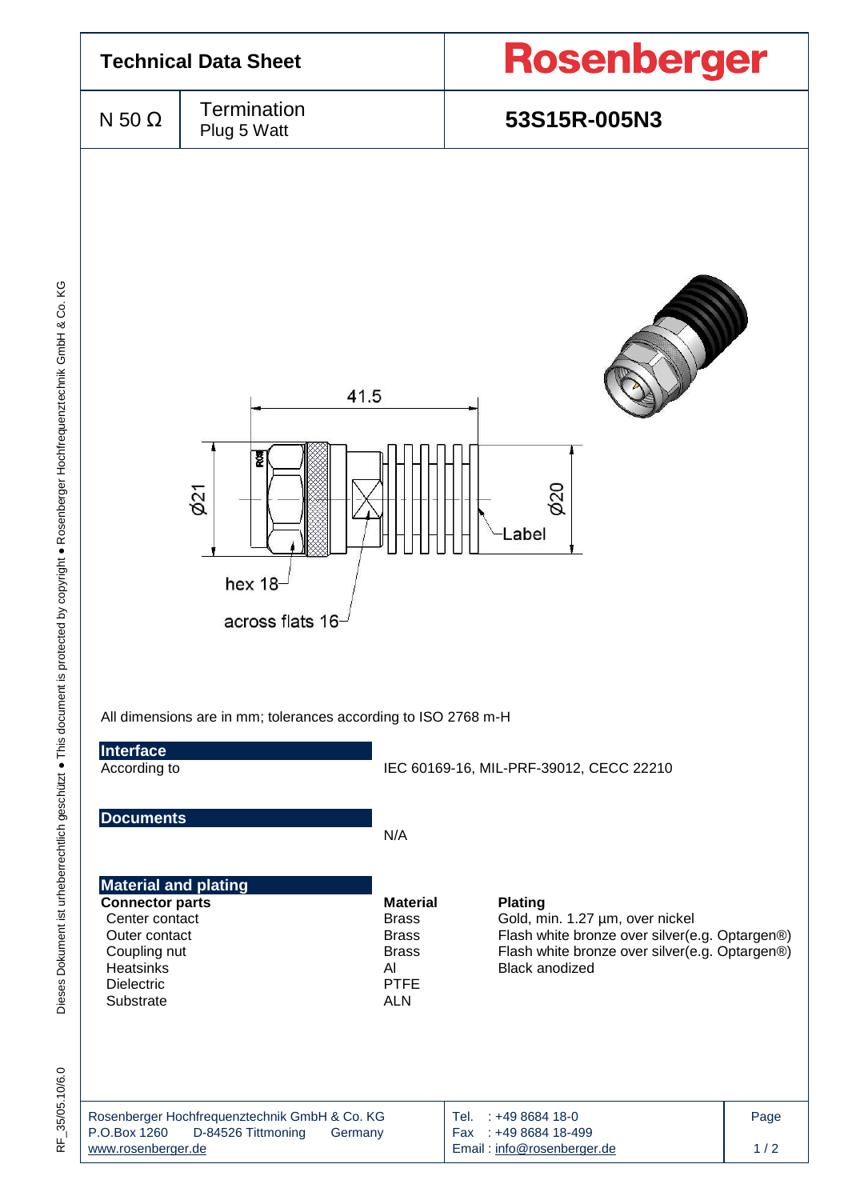# Technical Data Sheet

**Rosenberger**

| N 50 Ω | Termination<br>Plug 5 Watt | **53S15R-005N3** |
|---|---|---|

41.5

Ø21

Ø20

Label

hex 18

across flats 16

All dimensions are in mm; tolerances according to ISO 2768 m-H

## Interface

| According to | IEC 60169-16, MIL-PRF-39012, CECC 22210 |
|---|---|

## Documents

N/A

## Material and plating

| **Connector parts** | **Material** | **Plating** |
|---|---|---|
| Center contact | Brass | Gold, min. 1.27 µm, over nickel |
| Outer contact | Brass | Flash white bronze over silver(e.g. Optargen®) |
| Coupling nut | Brass | Flash white bronze over silver(e.g. Optargen®) |
| Heatsinks | Al | Black anodized |
| Dielectric | PTFE | |
| Substrate | ALN | |

Rosenberger Hochfrequenztechnik GmbH & Co. KG
P.O.Box 1260 D-84526 Tittmoning Germany
www.rosenberger.de

Tel. : +49 8684 18-0
Fax : +49 8684 18-499
Email : info@rosenberger.de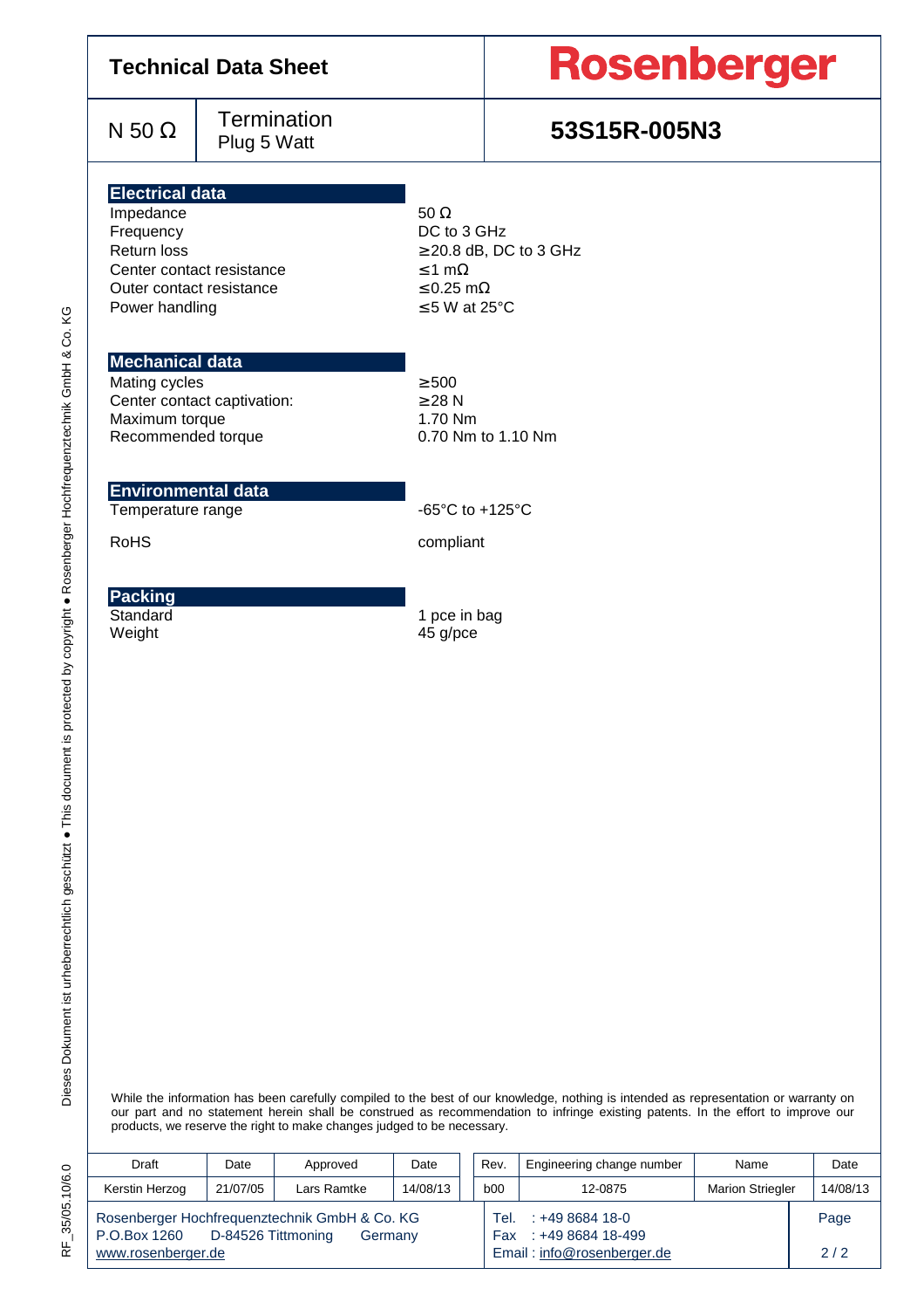# Technical Data Sheet

**Rosenberger**

| | | |
|---|---|---|
| N 50 Ω | Termination<br>Plug 5 Watt | **53S15R-005N3** |

## Electrical data

| | |
|---|---|
| Impedance | 50 Ω |
| Frequency | DC to 3 GHz |
| Return loss | ≥ 20.8 dB, DC to 3 GHz |
| Center contact resistance | ≤ 1 mΩ |
| Outer contact resistance | ≤ 0.25 mΩ |
| Power handling | ≤ 5 W at 25°C |

## Mechanical data

| | |
|---|---|
| Mating cycles | ≥ 500 |
| Center contact captivation: | ≥ 28 N |
| Maximum torque | 1.70 Nm |
| Recommended torque | 0.70 Nm to 1.10 Nm |

## Environmental data

| | |
|---|---|
| Temperature range | -65°C to +125°C |
| RoHS | compliant |

## Packing

| | |
|---|---|
| Standard | 1 pce in bag |
| Weight | 45 g/pce |

While the information has been carefully compiled to the best of our knowledge, nothing is intended as representation or warranty on our part and no statement herein shall be construed as recommendation to infringe existing patents. In the effort to improve our products, we reserve the right to make changes judged to be necessary.

| Draft | Date | Approved | Date | Rev. | Engineering change number | Name | Date |
|---|---|---|---|---|---|---|---|
| Kerstin Herzog | 21/07/05 | Lars Ramtke | 14/08/13 | b00 | 12-0875 | Marion Striegler | 14/08/13 |

Rosenberger Hochfrequenztechnik GmbH & Co. KG
P.O.Box 1260 D-84526 Tittmoning Germany
www.rosenberger.de

Tel. : +49 8684 18-0
Fax : +49 8684 18-499
Email : info@rosenberger.de

RF_35/05.10/6.0

Dieses Dokument ist urheberrechtlich geschützt ● This document is protected by copyright ● Rosenberger Hochfrequenztechnik GmbH & Co. KG